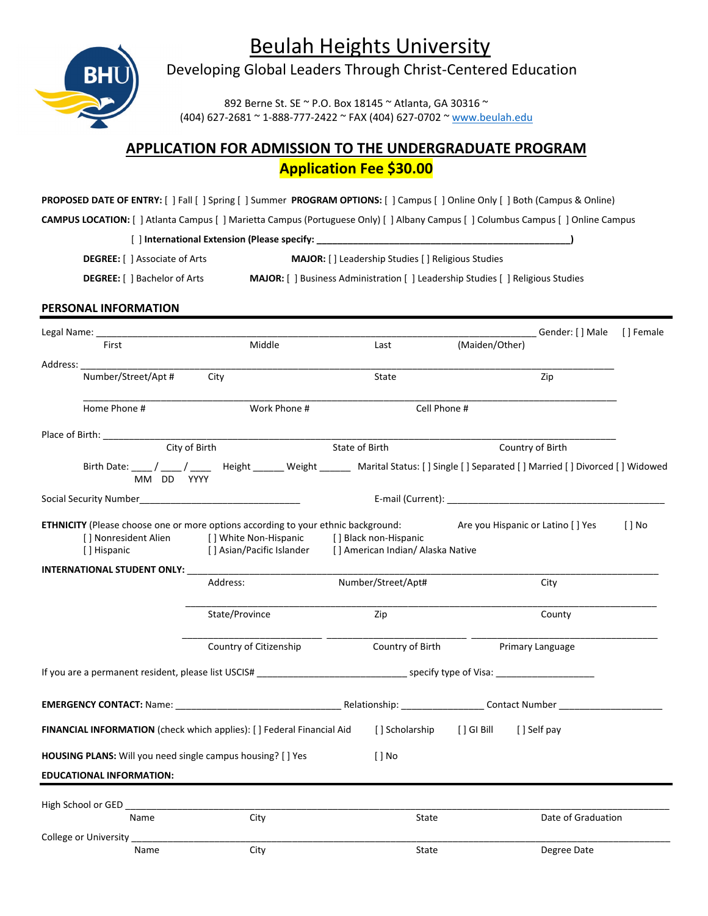# Beulah Heights University

Developing Global Leaders Through Christ-Centered Education

892 Berne St. SE ~ P.O. Box 18145 ~ Atlanta, GA 30316 ~
(404) 627-2681 ~ 1-888-777-2422 ~ FAX (404) 627-0702 ~ www.beulah.edu

## APPLICATION FOR ADMISSION TO THE UNDERGRADUATE PROGRAM

**Application Fee $30.00**

**PROPOSED DATE OF ENTRY:** [ ] Fall [ ] Spring [ ] Summer **PROGRAM OPTIONS:** [ ] Campus [ ] Online Only [ ] Both (Campus & Online)

**CAMPUS LOCATION:** [ ] Atlanta Campus [ ] Marietta Campus (Portuguese Only) [ ] Albany Campus [ ] Columbus Campus [ ] Online Campus

[ ] **International Extension (Please specify: ______________________________________________)**

**DEGREE:** [ ] Associate of Arts **MAJOR:** [ ] Leadership Studies [ ] Religious Studies

**DEGREE:** [ ] Bachelor of Arts **MAJOR:** [ ] Business Administration [ ] Leadership Studies [ ] Religious Studies

### PERSONAL INFORMATION

Legal Name: ______________________________________________________________ Gender: [ ] Male [ ] Female
First Middle Last (Maiden/Other)

Address: ______________________________________________________________
Number/Street/Apt # City State Zip

______________________________________________________________
Home Phone # Work Phone # Cell Phone #

Place of Birth: ______________________________________________________________
City of Birth State of Birth Country of Birth

Birth Date: ____ / ____ / ____ Height ______ Weight ______ Marital Status: [ ] Single [ ] Separated [ ] Married [ ] Divorced [ ] Widowed
MM DD YYYY

Social Security Number______________________________ E-mail (Current): ______________________________

**ETHNICITY** (Please choose one or more options according to your ethnic background: Are you Hispanic or Latino [ ] Yes [ ] No
[ ] Nonresident Alien [ ] White Non-Hispanic [ ] Black non-Hispanic
[ ] Hispanic [ ] Asian/Pacific Islander [ ] American Indian/ Alaska Native

**INTERNATIONAL STUDENT ONLY:** ______________________________________________________________
Address: Number/Street/Apt# City

______________________________________________________________
State/Province Zip County

______________________ ______________________ ______________________
Country of Citizenship Country of Birth Primary Language

If you are a permanent resident, please list USCIS# ___________________________ specify type of Visa: __________________

**EMERGENCY CONTACT:** Name: ______________________________ Relationship: ______________ Contact Number __________________

**FINANCIAL INFORMATION** (check which applies): [ ] Federal Financial Aid [ ] Scholarship [ ] GI Bill [ ] Self pay

**HOUSING PLANS:** Will you need single campus housing? [ ] Yes [ ] No

**EDUCATIONAL INFORMATION:**

High School or GED ______________________________________________________________
Name City State Date of Graduation

College or University ______________________________________________________________
Name City State Degree Date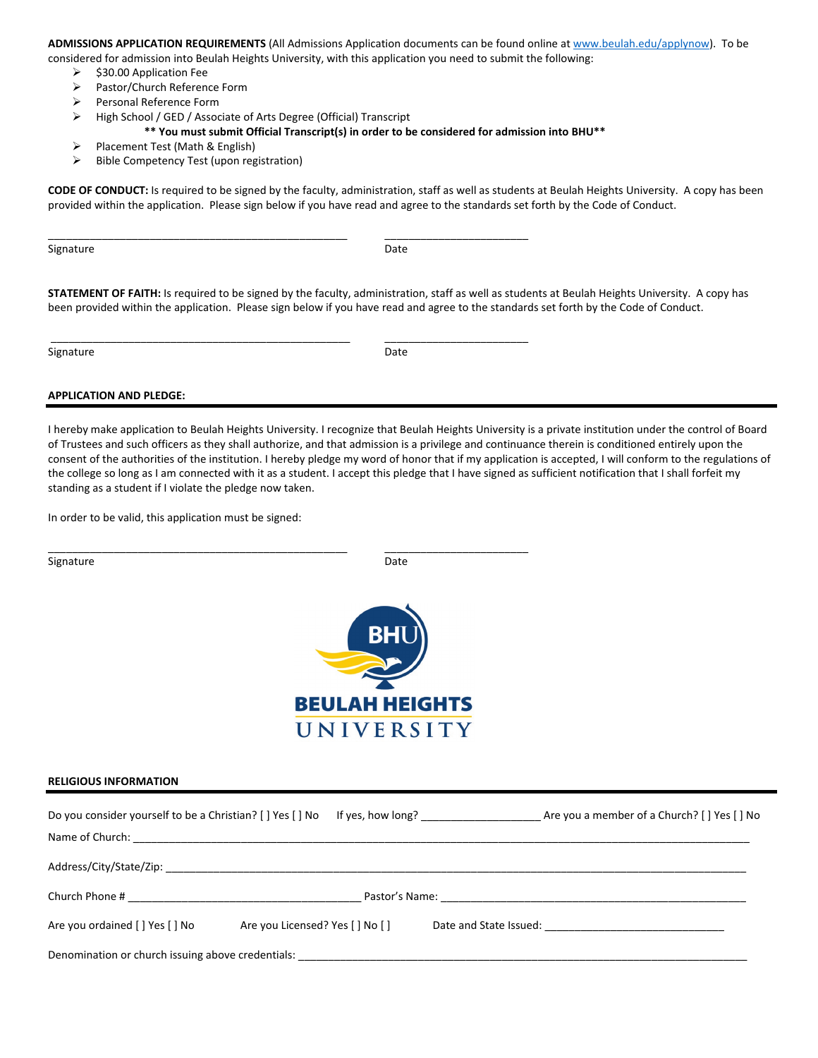**ADMISSIONS APPLICATION REQUIREMENTS** (All Admissions Application documents can be found online at www.beulah.edu/applynow). To be considered for admission into Beulah Heights University, with this application you need to submit the following:

- $30.00 Application Fee
- Pastor/Church Reference Form
- Personal Reference Form
- High School / GED / Associate of Arts Degree (Official) Transcript

  **** You must submit Official Transcript(s) in order to be considered for admission into BHU****

- Placement Test (Math & English)
- Bible Competency Test (upon registration)

**CODE OF CONDUCT:** Is required to be signed by the faculty, administration, staff as well as students at Beulah Heights University. A copy has been provided within the application. Please sign below if you have read and agree to the standards set forth by the Code of Conduct.

_____________________________________________________ ________________________

Signature Date

**STATEMENT OF FAITH:** Is required to be signed by the faculty, administration, staff as well as students at Beulah Heights University. A copy has been provided within the application. Please sign below if you have read and agree to the standards set forth by the Code of Conduct.

_____________________________________________________ ________________________

Signature Date

**APPLICATION AND PLEDGE:**

I hereby make application to Beulah Heights University. I recognize that Beulah Heights University is a private institution under the control of Board of Trustees and such officers as they shall authorize, and that admission is a privilege and continuance therein is conditioned entirely upon the consent of the authorities of the institution. I hereby pledge my word of honor that if my application is accepted, I will conform to the regulations of the college so long as I am connected with it as a student. I accept this pledge that I have signed as sufficient notification that I shall forfeit my standing as a student if I violate the pledge now taken.

In order to be valid, this application must be signed:

_____________________________________________________ ________________________

Signature Date

BHU
BEULAH HEIGHTS
UNIVERSITY

**RELIGIOUS INFORMATION**

Do you consider yourself to be a Christian? [ ] Yes [ ] No If yes, how long? ___________________ Are you a member of a Church? [ ] Yes [ ] No

Name of Church: ______________________________________________________________________________________________

Address/City/State/Zip: _________________________________________________________________________________________

Church Phone # ________________________________________ Pastor's Name: ____________________________________________________

Are you ordained [ ] Yes [ ] No Are you Licensed? Yes [ ] No [ ] Date and State Issued: ______________________________

Denomination or church issuing above credentials: ________________________________________________________________________________